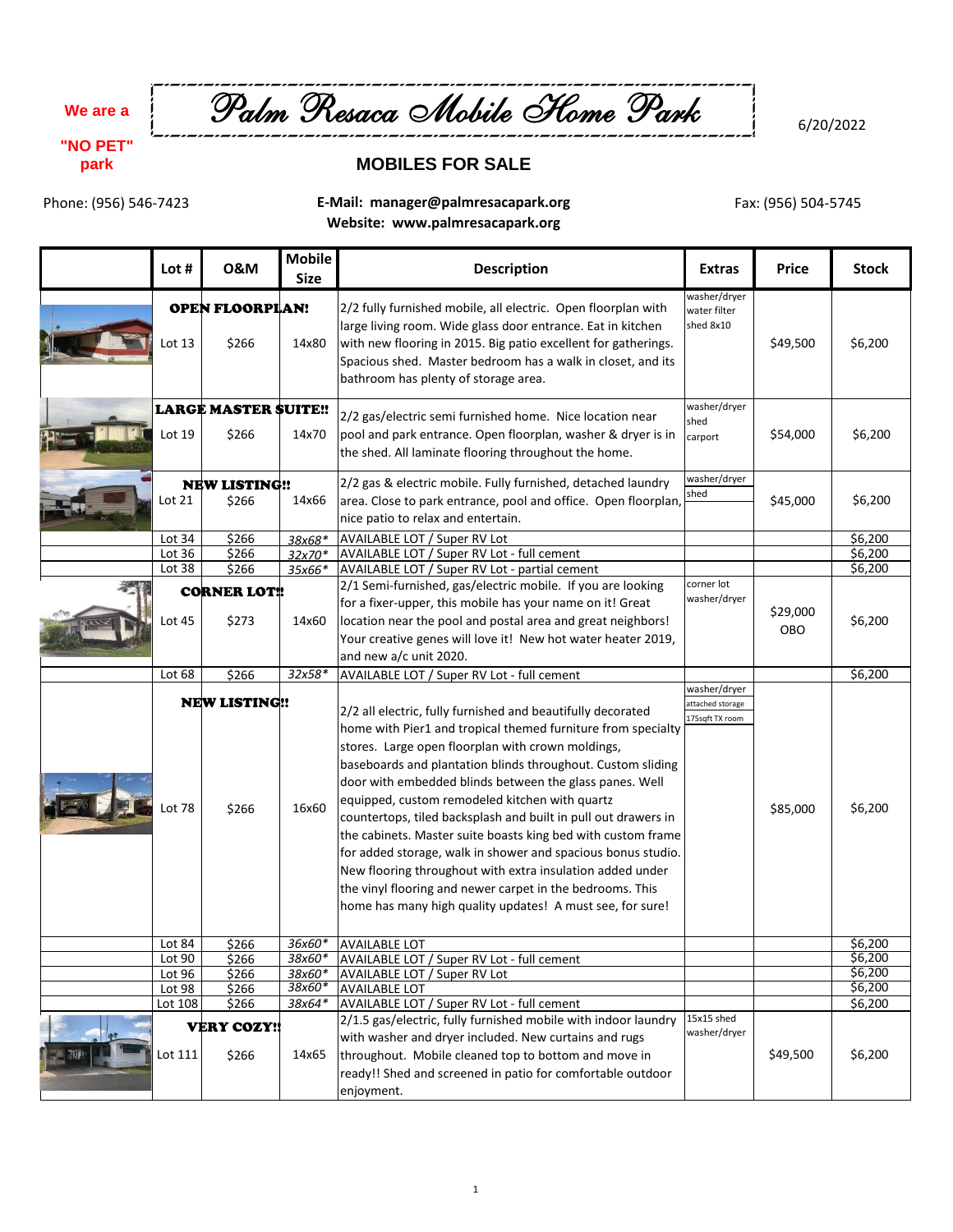We are a "NO PET" park

# Palm Resaca Mobile Home Park

6/20/2022

## MOBILES FOR SALE

Phone: (956) 546-7423

**E-Mail: manager@palmresacapark.org**
**Website: www.palmresacapark.org**

Fax: (956) 504-5745

| | Lot # | O&M | Mobile Size | Description | Extras | Price | Stock |
|---|---|---|---|---|---|---|---|
| | **OPEN FLOORPLAN!** | | | | | | |
| | Lot 13 | $266 | 14x80 | 2/2 fully furnished mobile, all electric. Open floorplan with large living room. Wide glass door entrance. Eat in kitchen with new flooring in 2015. Big patio excellent for gatherings. Spacious shed. Master bedroom has a walk in closet, and its bathroom has plenty of storage area. | washer/dryer water filter shed 8x10 | $49,500 | $6,200 |
| | **LARGE MASTER SUITE!!** | | | | | | |
| | Lot 19 | $266 | 14x70 | 2/2 gas/electric semi furnished home. Nice location near pool and park entrance. Open floorplan, washer & dryer is in the shed. All laminate flooring throughout the home. | washer/dryer shed carport | $54,000 | $6,200 |
| | **NEW LISTING!!** | | | | | | |
| | Lot 21 | $266 | 14x66 | 2/2 gas & electric mobile. Fully furnished, detached laundry area. Close to park entrance, pool and office. Open floorplan, nice patio to relax and entertain. | washer/dryer shed | $45,000 | $6,200 |
| | Lot 34 | $266 | *38x68\** | AVAILABLE LOT / Super RV Lot | | | $6,200 |
| | Lot 36 | $266 | *32x70\** | AVAILABLE LOT / Super RV Lot - full cement | | | $6,200 |
| | Lot 38 | $266 | *35x66\** | AVAILABLE LOT / Super RV Lot - partial cement | | | $6,200 |
| | **CORNER LOT!!** | | | | | | |
| | Lot 45 | $273 | 14x60 | 2/1 Semi-furnished, gas/electric mobile. If you are looking for a fixer-upper, this mobile has your name on it! Great location near the pool and postal area and great neighbors! Your creative genes will love it! New hot water heater 2019, and new a/c unit 2020. | corner lot washer/dryer | $29,000 OBO | $6,200 |
| | Lot 68 | $266 | *32x58\** | AVAILABLE LOT / Super RV Lot - full cement | | | $6,200 |
| | **NEW LISTING!!** | | | | | | |
| | Lot 78 | $266 | 16x60 | 2/2 all electric, fully furnished and beautifully decorated home with Pier1 and tropical themed furniture from specialty stores. Large open floorplan with crown moldings, baseboards and plantation blinds throughout. Custom sliding door with embedded blinds between the glass panes. Well equipped, custom remodeled kitchen with quartz countertops, tiled backsplash and built in pull out drawers in the cabinets. Master suite boasts king bed with custom frame for added storage, walk in shower and spacious bonus studio. New flooring throughout with extra insulation added under the vinyl flooring and newer carpet in the bedrooms. This home has many high quality updates! A must see, for sure! | washer/dryer attached storage 175sqft TX room | $85,000 | $6,200 |
| | Lot 84 | $266 | *36x60\** | AVAILABLE LOT | | | $6,200 |
| | Lot 90 | $266 | *38x60\** | AVAILABLE LOT / Super RV Lot - full cement | | | $6,200 |
| | Lot 96 | $266 | *38x60\** | AVAILABLE LOT / Super RV Lot | | | $6,200 |
| | Lot 98 | $266 | *38x60\** | AVAILABLE LOT | | | $6,200 |
| | Lot 108 | $266 | *38x64\** | AVAILABLE LOT / Super RV Lot - full cement | | | $6,200 |
| | **VERY COZY!!** | | | | | | |
| | Lot 111 | $266 | 14x65 | 2/1.5 gas/electric, fully furnished mobile with indoor laundry with washer and dryer included. New curtains and rugs throughout. Mobile cleaned top to bottom and move in ready!! Shed and screened in patio for comfortable outdoor enjoyment. | 15x15 shed washer/dryer | $49,500 | $6,200 |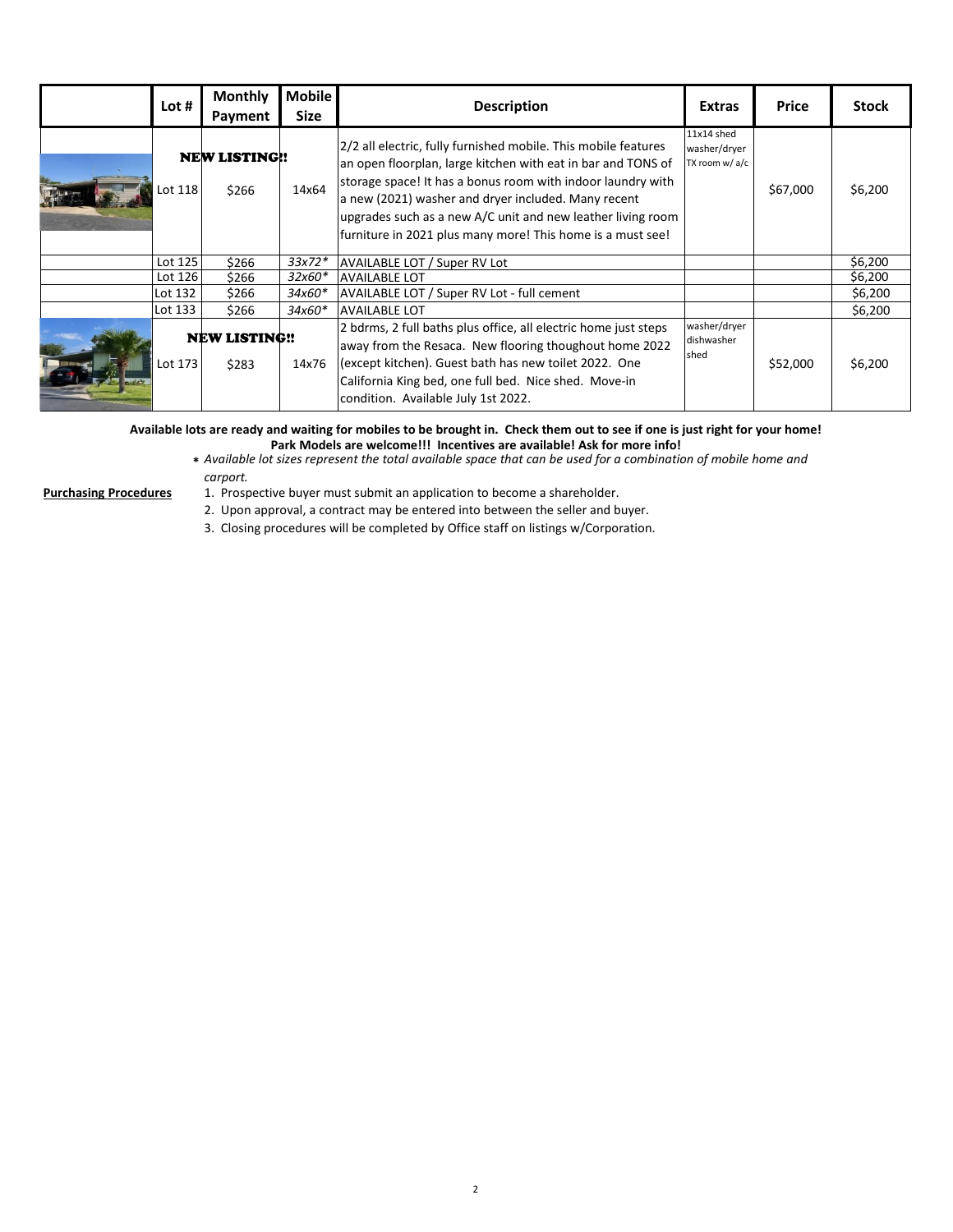| | Lot # | Monthly Payment | Mobile Size | Description | Extras | Price | Stock |
|---|---|---|---|---|---|---|---|
| | NEW LISTING!! Lot 118 | $266 | 14x64 | 2/2 all electric, fully furnished mobile. This mobile features an open floorplan, large kitchen with eat in bar and TONS of storage space! It has a bonus room with indoor laundry with a new (2021) washer and dryer included. Many recent upgrades such as a new A/C unit and new leather living room furniture in 2021 plus many more! This home is a must see! | 11x14 shed washer/dryer TX room w/ a/c | $67,000 | $6,200 |
| | Lot 125 | $266 | *33x72** | AVAILABLE LOT / Super RV Lot | | | $6,200 |
| | Lot 126 | $266 | *32x60** | AVAILABLE LOT | | | $6,200 |
| | Lot 132 | $266 | *34x60** | AVAILABLE LOT / Super RV Lot - full cement | | | $6,200 |
| | Lot 133 | $266 | *34x60** | AVAILABLE LOT | | | $6,200 |
| | NEW LISTING!! Lot 173 | $283 | 14x76 | 2 bdrms, 2 full baths plus office, all electric home just steps away from the Resaca. New flooring thoughout home 2022 (except kitchen). Guest bath has new toilet 2022. One California King bed, one full bed. Nice shed. Move-in condition. Available July 1st 2022. | washer/dryer dishwasher shed | $52,000 | $6,200 |

**Available lots are ready and waiting for mobiles to be brought in. Check them out to see if one is just right for your home!**
**Park Models are welcome!!! Incentives are available! Ask for more info!**

\* *Available lot sizes represent the total available space that can be used for a combination of mobile home and carport.*

**Purchasing Procedures**

1. Prospective buyer must submit an application to become a shareholder.
2. Upon approval, a contract may be entered into between the seller and buyer.
3. Closing procedures will be completed by Office staff on listings w/Corporation.